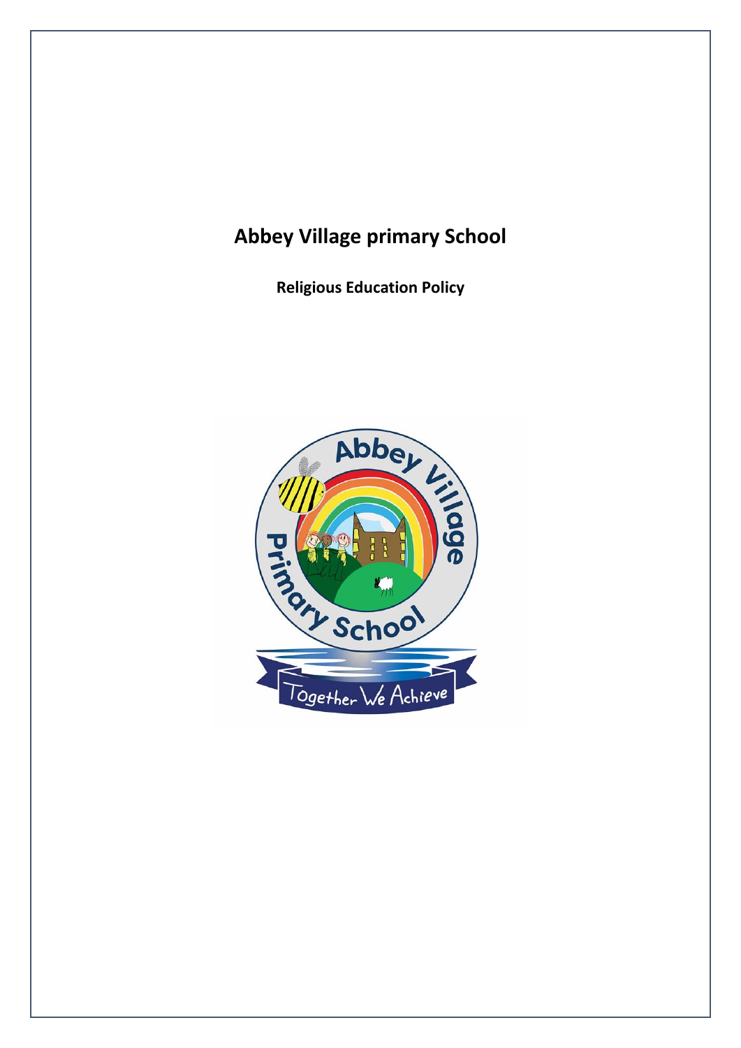# Abbey Village primary School

**Religious Education Policy**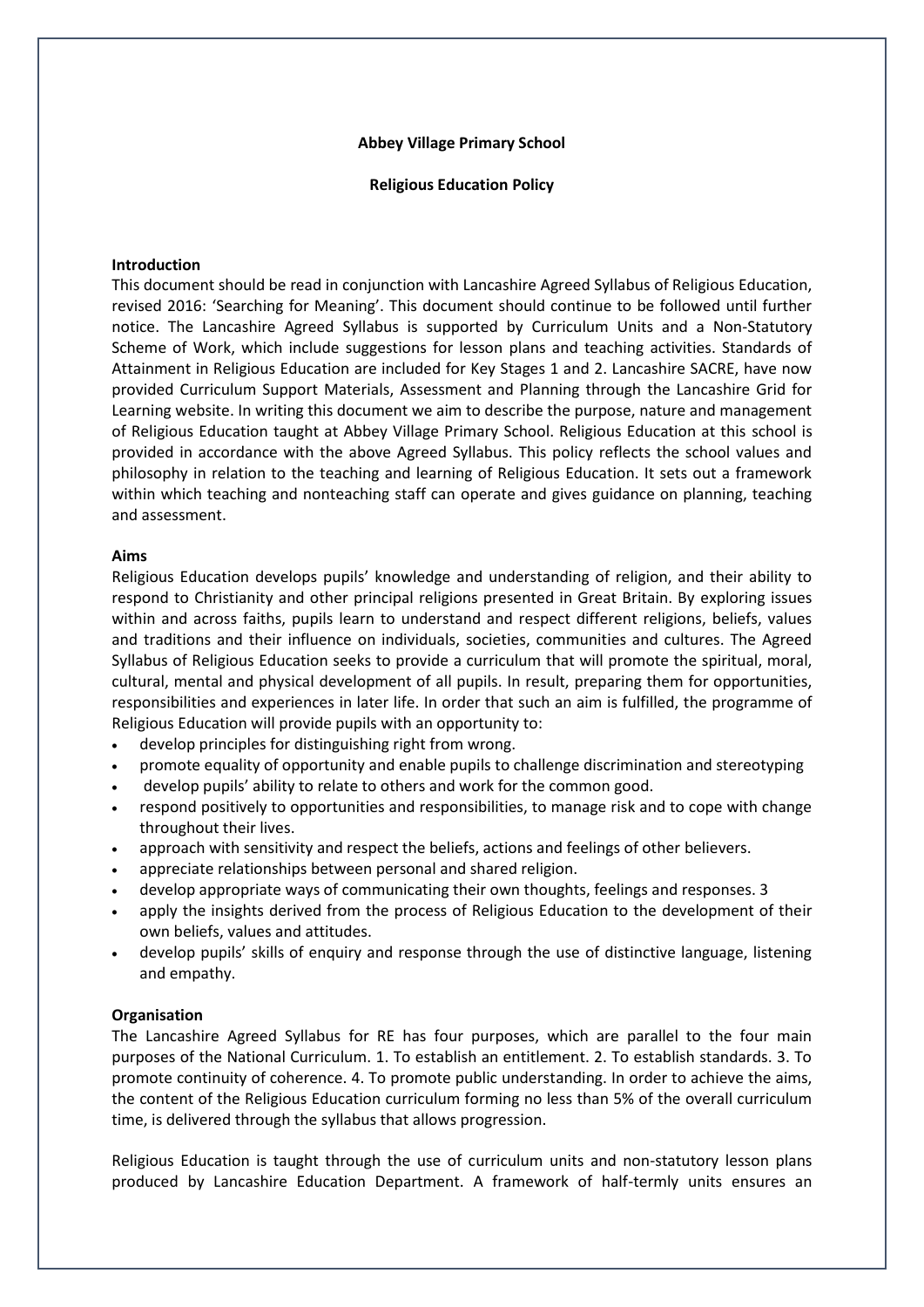**Abbey Village Primary School**

**Religious Education Policy**

**Introduction**

This document should be read in conjunction with Lancashire Agreed Syllabus of Religious Education, revised 2016: 'Searching for Meaning'. This document should continue to be followed until further notice. The Lancashire Agreed Syllabus is supported by Curriculum Units and a Non-Statutory Scheme of Work, which include suggestions for lesson plans and teaching activities. Standards of Attainment in Religious Education are included for Key Stages 1 and 2. Lancashire SACRE, have now provided Curriculum Support Materials, Assessment and Planning through the Lancashire Grid for Learning website. In writing this document we aim to describe the purpose, nature and management of Religious Education taught at Abbey Village Primary School. Religious Education at this school is provided in accordance with the above Agreed Syllabus. This policy reflects the school values and philosophy in relation to the teaching and learning of Religious Education. It sets out a framework within which teaching and nonteaching staff can operate and gives guidance on planning, teaching and assessment.

**Aims**

Religious Education develops pupils' knowledge and understanding of religion, and their ability to respond to Christianity and other principal religions presented in Great Britain. By exploring issues within and across faiths, pupils learn to understand and respect different religions, beliefs, values and traditions and their influence on individuals, societies, communities and cultures. The Agreed Syllabus of Religious Education seeks to provide a curriculum that will promote the spiritual, moral, cultural, mental and physical development of all pupils. In result, preparing them for opportunities, responsibilities and experiences in later life. In order that such an aim is fulfilled, the programme of Religious Education will provide pupils with an opportunity to:

- develop principles for distinguishing right from wrong.
- promote equality of opportunity and enable pupils to challenge discrimination and stereotyping
- develop pupils' ability to relate to others and work for the common good.
- respond positively to opportunities and responsibilities, to manage risk and to cope with change throughout their lives.
- approach with sensitivity and respect the beliefs, actions and feelings of other believers.
- appreciate relationships between personal and shared religion.
- develop appropriate ways of communicating their own thoughts, feelings and responses. 3
- apply the insights derived from the process of Religious Education to the development of their own beliefs, values and attitudes.
- develop pupils' skills of enquiry and response through the use of distinctive language, listening and empathy.

**Organisation**

The Lancashire Agreed Syllabus for RE has four purposes, which are parallel to the four main purposes of the National Curriculum. 1. To establish an entitlement. 2. To establish standards. 3. To promote continuity of coherence. 4. To promote public understanding. In order to achieve the aims, the content of the Religious Education curriculum forming no less than 5% of the overall curriculum time, is delivered through the syllabus that allows progression.

Religious Education is taught through the use of curriculum units and non-statutory lesson plans produced by Lancashire Education Department. A framework of half-termly units ensures an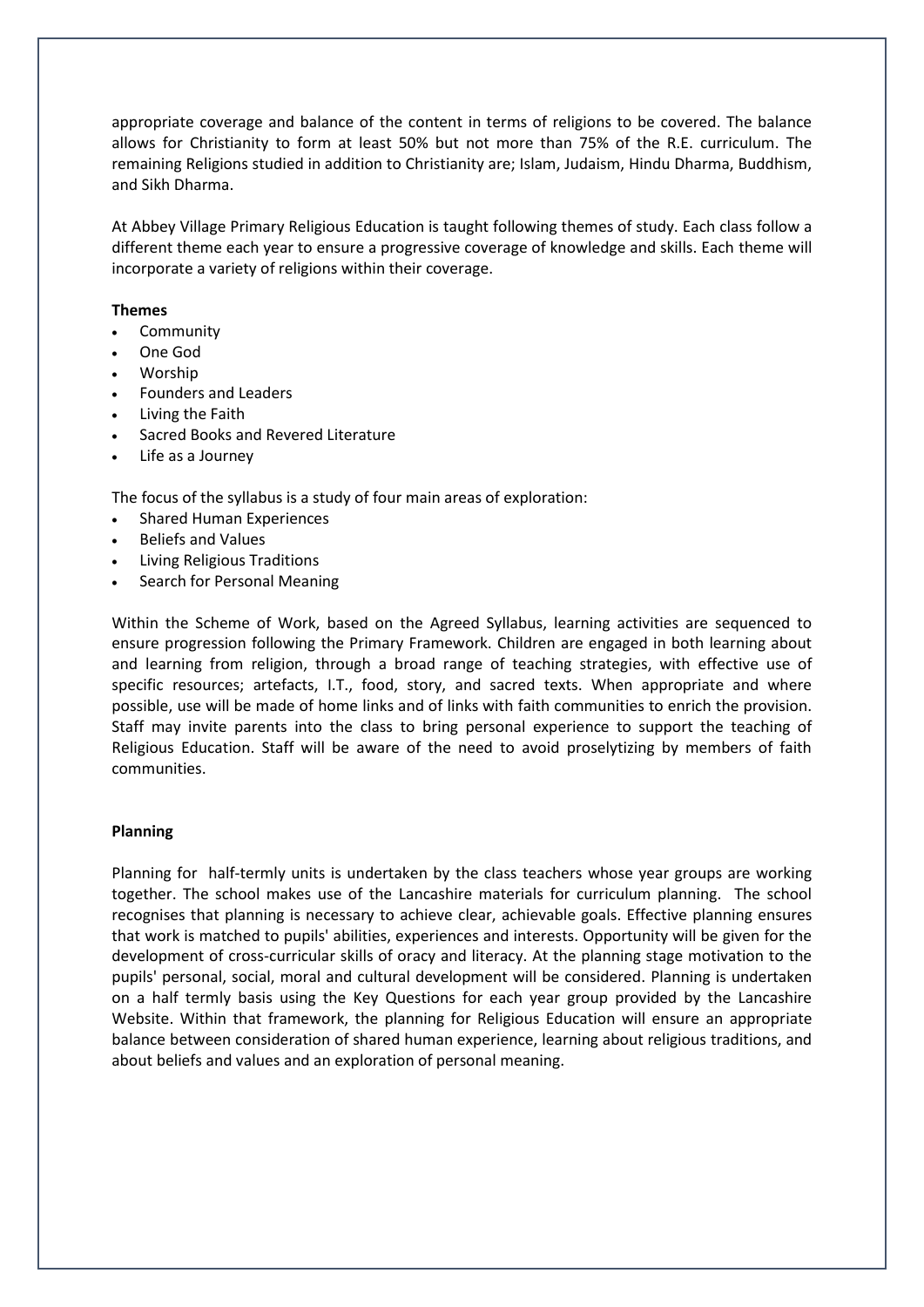appropriate coverage and balance of the content in terms of religions to be covered. The balance allows for Christianity to form at least 50% but not more than 75% of the R.E. curriculum. The remaining Religions studied in addition to Christianity are; Islam, Judaism, Hindu Dharma, Buddhism, and Sikh Dharma.

At Abbey Village Primary Religious Education is taught following themes of study. Each class follow a different theme each year to ensure a progressive coverage of knowledge and skills. Each theme will incorporate a variety of religions within their coverage.

**Themes**

- Community
- One God
- Worship
- Founders and Leaders
- Living the Faith
- Sacred Books and Revered Literature
- Life as a Journey

The focus of the syllabus is a study of four main areas of exploration:

- Shared Human Experiences
- Beliefs and Values
- Living Religious Traditions
- Search for Personal Meaning

Within the Scheme of Work, based on the Agreed Syllabus, learning activities are sequenced to ensure progression following the Primary Framework. Children are engaged in both learning about and learning from religion, through a broad range of teaching strategies, with effective use of specific resources; artefacts, I.T., food, story, and sacred texts. When appropriate and where possible, use will be made of home links and of links with faith communities to enrich the provision. Staff may invite parents into the class to bring personal experience to support the teaching of Religious Education. Staff will be aware of the need to avoid proselytizing by members of faith communities.

**Planning**

Planning for half-termly units is undertaken by the class teachers whose year groups are working together. The school makes use of the Lancashire materials for curriculum planning. The school recognises that planning is necessary to achieve clear, achievable goals. Effective planning ensures that work is matched to pupils' abilities, experiences and interests. Opportunity will be given for the development of cross-curricular skills of oracy and literacy. At the planning stage motivation to the pupils' personal, social, moral and cultural development will be considered. Planning is undertaken on a half termly basis using the Key Questions for each year group provided by the Lancashire Website. Within that framework, the planning for Religious Education will ensure an appropriate balance between consideration of shared human experience, learning about religious traditions, and about beliefs and values and an exploration of personal meaning.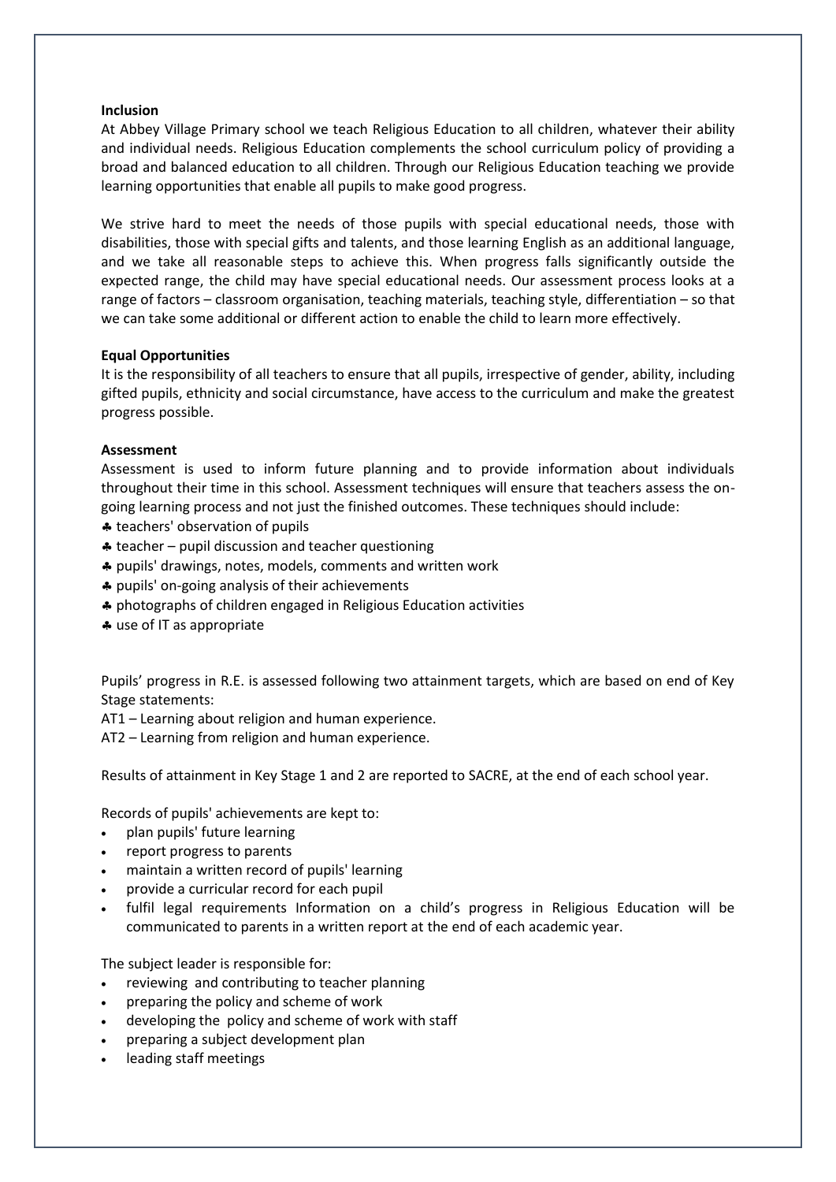**Inclusion**

At Abbey Village Primary school we teach Religious Education to all children, whatever their ability and individual needs. Religious Education complements the school curriculum policy of providing a broad and balanced education to all children. Through our Religious Education teaching we provide learning opportunities that enable all pupils to make good progress.

We strive hard to meet the needs of those pupils with special educational needs, those with disabilities, those with special gifts and talents, and those learning English as an additional language, and we take all reasonable steps to achieve this. When progress falls significantly outside the expected range, the child may have special educational needs. Our assessment process looks at a range of factors – classroom organisation, teaching materials, teaching style, differentiation – so that we can take some additional or different action to enable the child to learn more effectively.

**Equal Opportunities**

It is the responsibility of all teachers to ensure that all pupils, irrespective of gender, ability, including gifted pupils, ethnicity and social circumstance, have access to the curriculum and make the greatest progress possible.

**Assessment**

Assessment is used to inform future planning and to provide information about individuals throughout their time in this school. Assessment techniques will ensure that teachers assess the on-going learning process and not just the finished outcomes. These techniques should include:

- teachers' observation of pupils
- teacher – pupil discussion and teacher questioning
- pupils' drawings, notes, models, comments and written work
- pupils' on-going analysis of their achievements
- photographs of children engaged in Religious Education activities
- use of IT as appropriate

Pupils' progress in R.E. is assessed following two attainment targets, which are based on end of Key Stage statements:

AT1 – Learning about religion and human experience.

AT2 – Learning from religion and human experience.

Results of attainment in Key Stage 1 and 2 are reported to SACRE, at the end of each school year.

Records of pupils' achievements are kept to:

- plan pupils' future learning
- report progress to parents
- maintain a written record of pupils' learning
- provide a curricular record for each pupil
- fulfil legal requirements Information on a child's progress in Religious Education will be communicated to parents in a written report at the end of each academic year.

The subject leader is responsible for:

- reviewing and contributing to teacher planning
- preparing the policy and scheme of work
- developing the policy and scheme of work with staff
- preparing a subject development plan
- leading staff meetings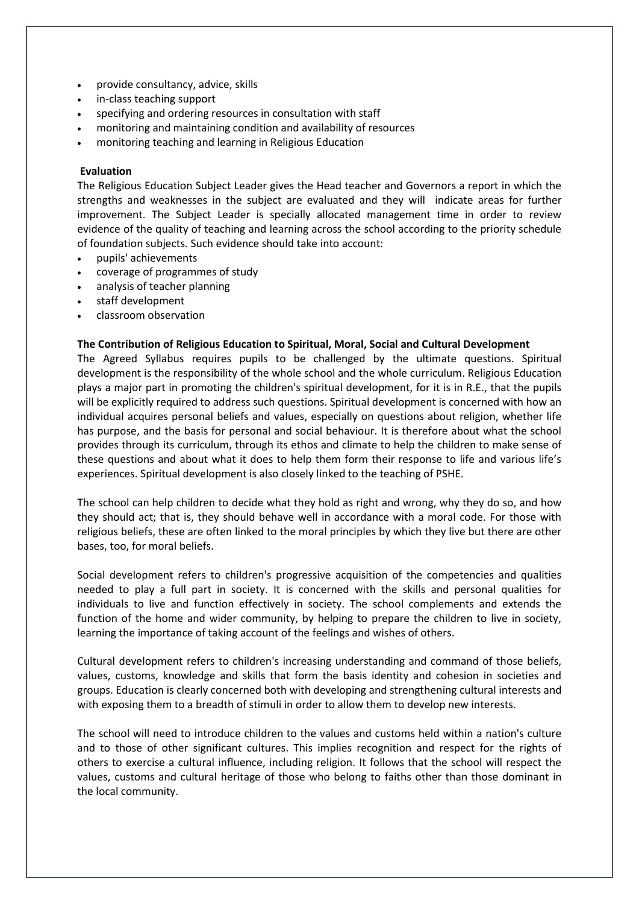- provide consultancy, advice, skills
- in-class teaching support
- specifying and ordering resources in consultation with staff
- monitoring and maintaining condition and availability of resources
- monitoring teaching and learning in Religious Education

**Evaluation**

The Religious Education Subject Leader gives the Head teacher and Governors a report in which the strengths and weaknesses in the subject are evaluated and they will indicate areas for further improvement. The Subject Leader is specially allocated management time in order to review evidence of the quality of teaching and learning across the school according to the priority schedule of foundation subjects. Such evidence should take into account:

- pupils' achievements
- coverage of programmes of study
- analysis of teacher planning
- staff development
- classroom observation

**The Contribution of Religious Education to Spiritual, Moral, Social and Cultural Development**

The Agreed Syllabus requires pupils to be challenged by the ultimate questions. Spiritual development is the responsibility of the whole school and the whole curriculum. Religious Education plays a major part in promoting the children's spiritual development, for it is in R.E., that the pupils will be explicitly required to address such questions. Spiritual development is concerned with how an individual acquires personal beliefs and values, especially on questions about religion, whether life has purpose, and the basis for personal and social behaviour. It is therefore about what the school provides through its curriculum, through its ethos and climate to help the children to make sense of these questions and about what it does to help them form their response to life and various life's experiences. Spiritual development is also closely linked to the teaching of PSHE.

The school can help children to decide what they hold as right and wrong, why they do so, and how they should act; that is, they should behave well in accordance with a moral code. For those with religious beliefs, these are often linked to the moral principles by which they live but there are other bases, too, for moral beliefs.

Social development refers to children's progressive acquisition of the competencies and qualities needed to play a full part in society. It is concerned with the skills and personal qualities for individuals to live and function effectively in society. The school complements and extends the function of the home and wider community, by helping to prepare the children to live in society, learning the importance of taking account of the feelings and wishes of others.

Cultural development refers to children's increasing understanding and command of those beliefs, values, customs, knowledge and skills that form the basis identity and cohesion in societies and groups. Education is clearly concerned both with developing and strengthening cultural interests and with exposing them to a breadth of stimuli in order to allow them to develop new interests.

The school will need to introduce children to the values and customs held within a nation's culture and to those of other significant cultures. This implies recognition and respect for the rights of others to exercise a cultural influence, including religion. It follows that the school will respect the values, customs and cultural heritage of those who belong to faiths other than those dominant in the local community.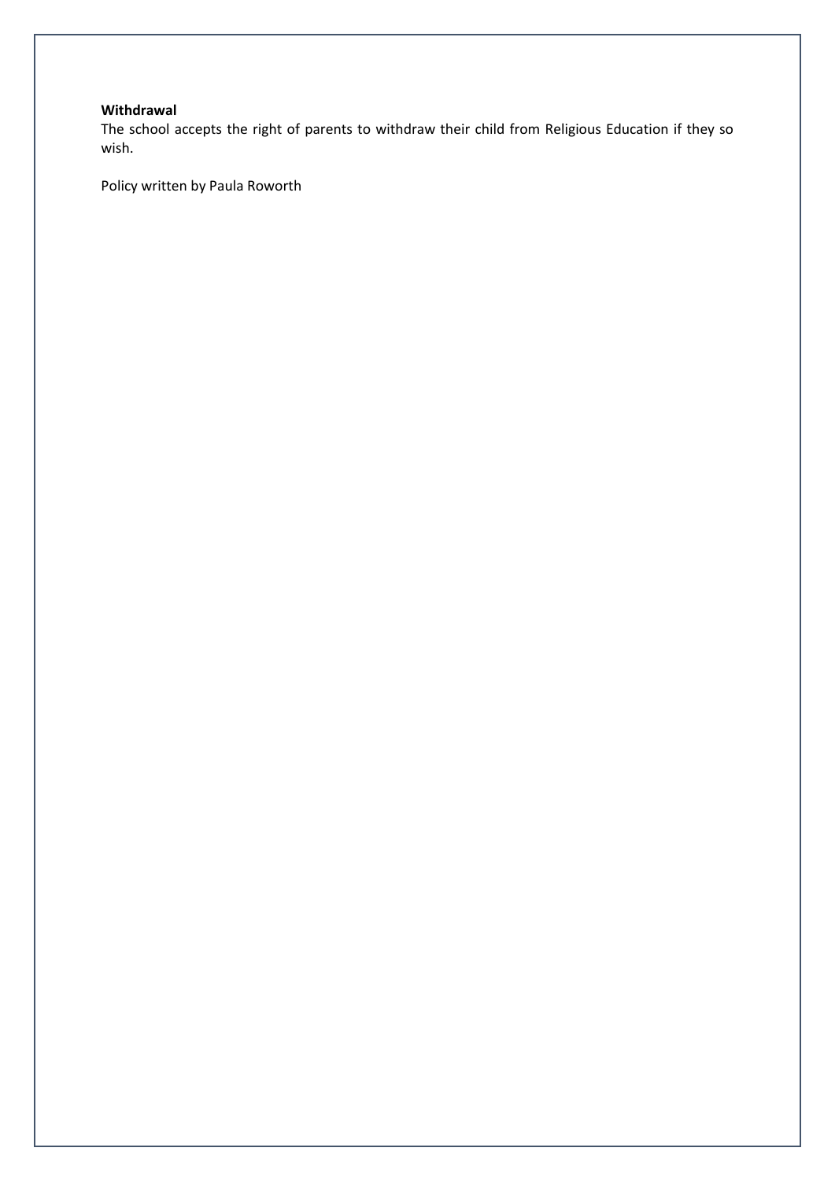**Withdrawal**

The school accepts the right of parents to withdraw their child from Religious Education if they so wish.

Policy written by Paula Roworth